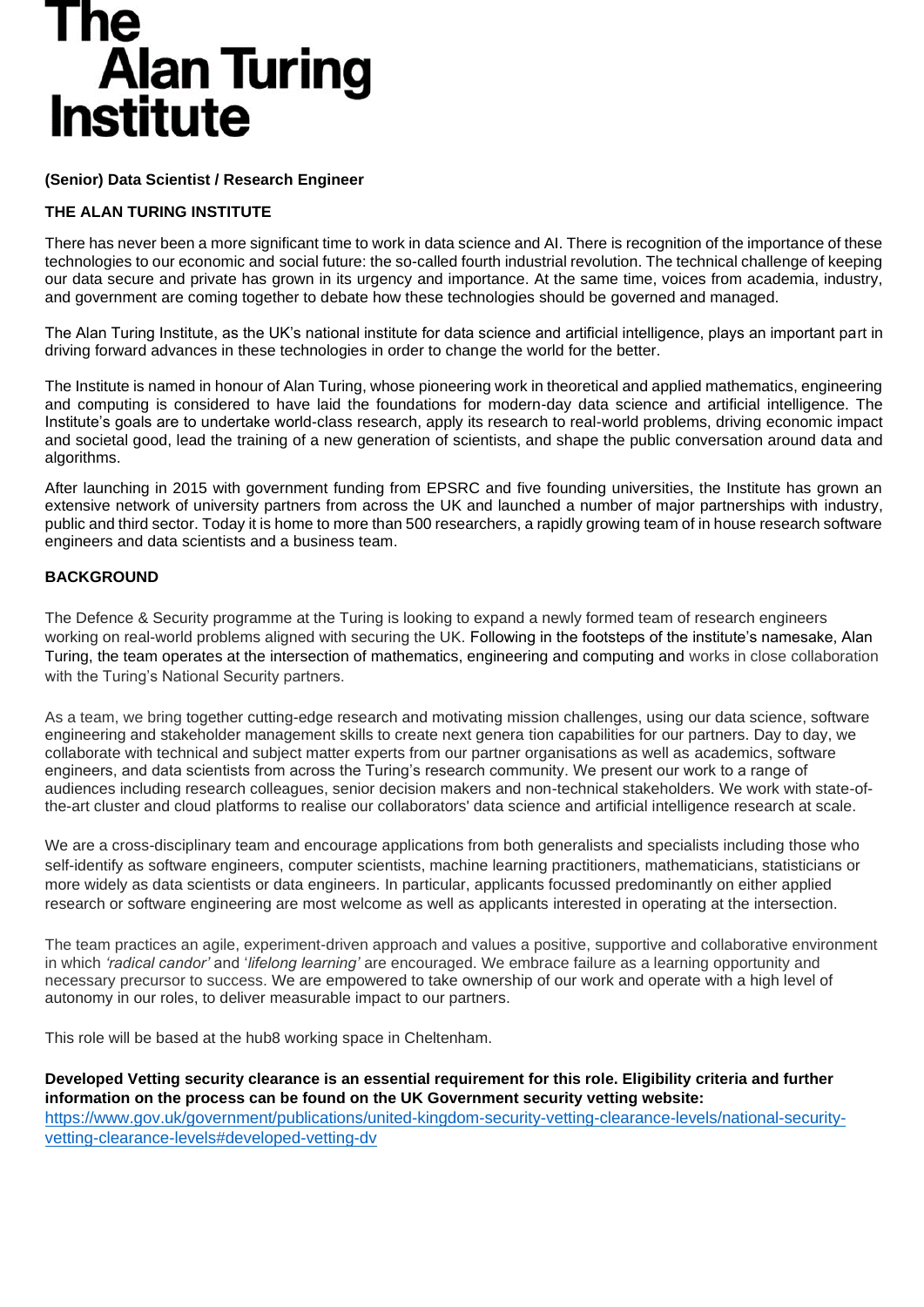# The Alan Turing Institute

**(Senior) Data Scientist / Research Engineer**

**THE ALAN TURING INSTITUTE**

There has never been a more significant time to work in data science and AI. There is recognition of the importance of these technologies to our economic and social future: the so-called fourth industrial revolution. The technical challenge of keeping our data secure and private has grown in its urgency and importance. At the same time, voices from academia, industry, and government are coming together to debate how these technologies should be governed and managed.

The Alan Turing Institute, as the UK's national institute for data science and artificial intelligence, plays an important part in driving forward advances in these technologies in order to change the world for the better.

The Institute is named in honour of Alan Turing, whose pioneering work in theoretical and applied mathematics, engineering and computing is considered to have laid the foundations for modern-day data science and artificial intelligence. The Institute's goals are to undertake world-class research, apply its research to real-world problems, driving economic impact and societal good, lead the training of a new generation of scientists, and shape the public conversation around data and algorithms.

After launching in 2015 with government funding from EPSRC and five founding universities, the Institute has grown an extensive network of university partners from across the UK and launched a number of major partnerships with industry, public and third sector. Today it is home to more than 500 researchers, a rapidly growing team of in house research software engineers and data scientists and a business team.

**BACKGROUND**

The Defence & Security programme at the Turing is looking to expand a newly formed team of research engineers working on real-world problems aligned with securing the UK. Following in the footsteps of the institute's namesake, Alan Turing, the team operates at the intersection of mathematics, engineering and computing and works in close collaboration with the Turing's National Security partners.

As a team, we bring together cutting-edge research and motivating mission challenges, using our data science, software engineering and stakeholder management skills to create next genera tion capabilities for our partners. Day to day, we collaborate with technical and subject matter experts from our partner organisations as well as academics, software engineers, and data scientists from across the Turing's research community. We present our work to a range of audiences including research colleagues, senior decision makers and non-technical stakeholders. We work with state-of-the-art cluster and cloud platforms to realise our collaborators' data science and artificial intelligence research at scale.

We are a cross-disciplinary team and encourage applications from both generalists and specialists including those who self-identify as software engineers, computer scientists, machine learning practitioners, mathematicians, statisticians or more widely as data scientists or data engineers. In particular, applicants focussed predominantly on either applied research or software engineering are most welcome as well as applicants interested in operating at the intersection.

The team practices an agile, experiment-driven approach and values a positive, supportive and collaborative environment in which *'radical candor'* and '*lifelong learning'* are encouraged. We embrace failure as a learning opportunity and necessary precursor to success. We are empowered to take ownership of our work and operate with a high level of autonomy in our roles, to deliver measurable impact to our partners.

This role will be based at the hub8 working space in Cheltenham.

**Developed Vetting security clearance is an essential requirement for this role. Eligibility criteria and further information on the process can be found on the UK Government security vetting website:**
[https://www.gov.uk/government/publications/united-kingdom-security-vetting-clearance-levels/national-security-vetting-clearance-levels#developed-vetting-dv](https://www.gov.uk/government/publications/united-kingdom-security-vetting-clearance-levels/national-security-vetting-clearance-levels#developed-vetting-dv)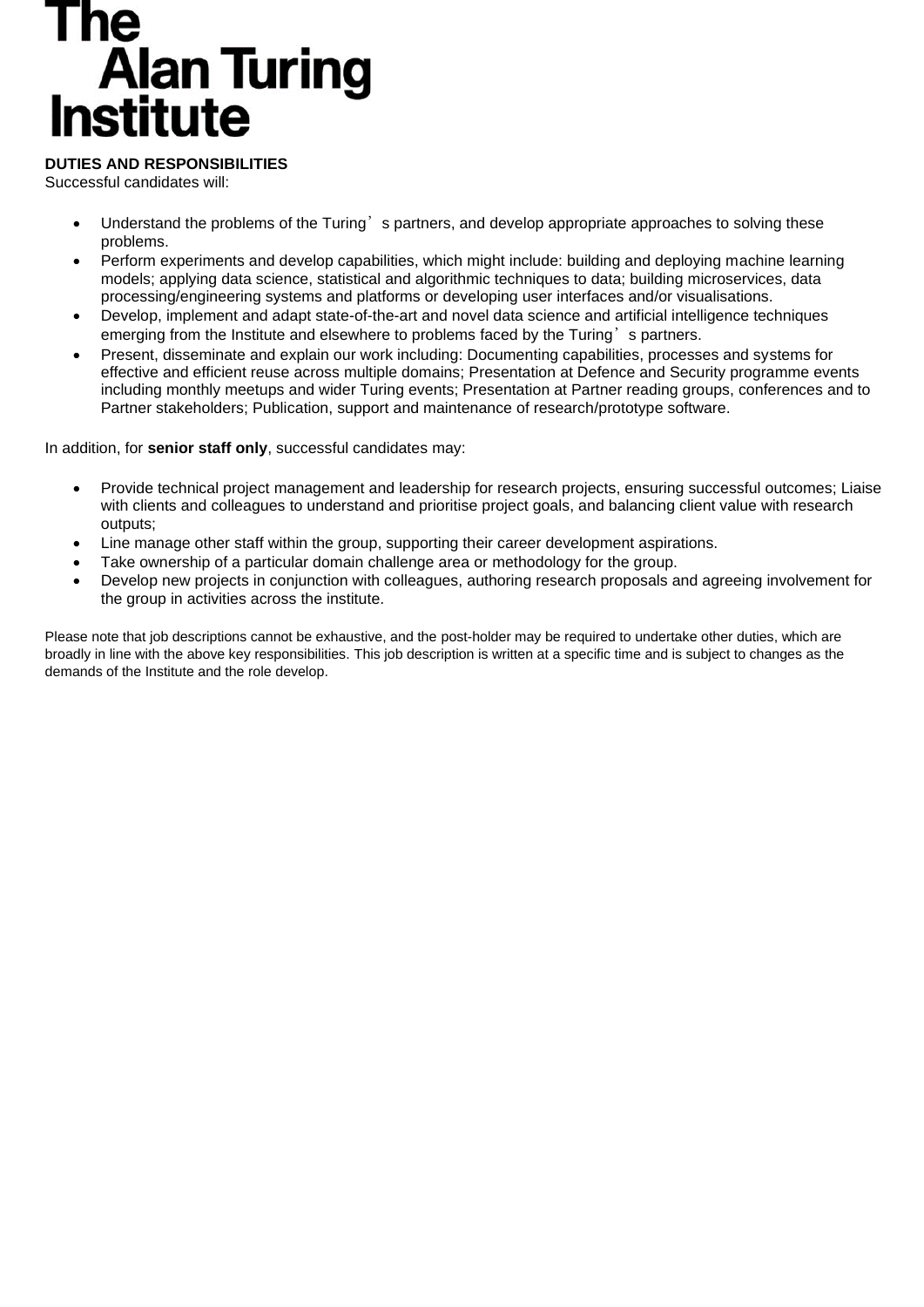**DUTIES AND RESPONSIBILITIES**

Successful candidates will:

- Understand the problems of the Turing's partners, and develop appropriate approaches to solving these problems.
- Perform experiments and develop capabilities, which might include: building and deploying machine learning models; applying data science, statistical and algorithmic techniques to data; building microservices, data processing/engineering systems and platforms or developing user interfaces and/or visualisations.
- Develop, implement and adapt state-of-the-art and novel data science and artificial intelligence techniques emerging from the Institute and elsewhere to problems faced by the Turing's partners.
- Present, disseminate and explain our work including: Documenting capabilities, processes and systems for effective and efficient reuse across multiple domains; Presentation at Defence and Security programme events including monthly meetups and wider Turing events; Presentation at Partner reading groups, conferences and to Partner stakeholders; Publication, support and maintenance of research/prototype software.

In addition, for **senior staff only**, successful candidates may:

- Provide technical project management and leadership for research projects, ensuring successful outcomes; Liaise with clients and colleagues to understand and prioritise project goals, and balancing client value with research outputs;
- Line manage other staff within the group, supporting their career development aspirations.
- Take ownership of a particular domain challenge area or methodology for the group.
- Develop new projects in conjunction with colleagues, authoring research proposals and agreeing involvement for the group in activities across the institute.

Please note that job descriptions cannot be exhaustive, and the post-holder may be required to undertake other duties, which are broadly in line with the above key responsibilities. This job description is written at a specific time and is subject to changes as the demands of the Institute and the role develop.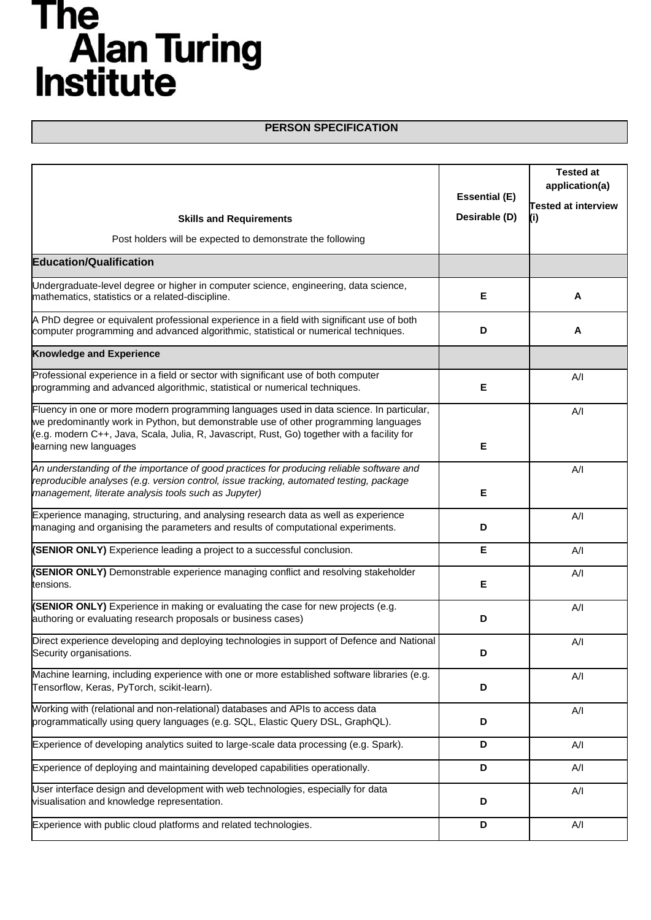# The Alan Turing Institute

## PERSON SPECIFICATION

| Skills and Requirements<br>Post holders will be expected to demonstrate the following | Essential (E)<br>Desirable (D) | Tested at application(a)<br>Tested at interview (i) |
|---|---|---|
| **Education/Qualification** | | |
| Undergraduate-level degree or higher in computer science, engineering, data science, mathematics, statistics or a related-discipline. | **E** | **A** |
| A PhD degree or equivalent professional experience in a field with significant use of both computer programming and advanced algorithmic, statistical or numerical techniques. | **D** | **A** |
| **Knowledge and Experience** | | |
| Professional experience in a field or sector with significant use of both computer programming and advanced algorithmic, statistical or numerical techniques. | **E** | A/I |
| Fluency in one or more modern programming languages used in data science. In particular, we predominantly work in Python, but demonstrable use of other programming languages (e.g. modern C++, Java, Scala, Julia, R, Javascript, Rust, Go) together with a facility for learning new languages | **E** | A/I |
| *An understanding of the importance of good practices for producing reliable software and reproducible analyses (e.g. version control, issue tracking, automated testing, package management, literate analysis tools such as Jupyter)* | **E** | A/I |
| Experience managing, structuring, and analysing research data as well as experience managing and organising the parameters and results of computational experiments. | **D** | A/I |
| **(SENIOR ONLY)** Experience leading a project to a successful conclusion. | **E** | A/I |
| **(SENIOR ONLY)** Demonstrable experience managing conflict and resolving stakeholder tensions. | **E** | A/I |
| **(SENIOR ONLY)** Experience in making or evaluating the case for new projects (e.g. authoring or evaluating research proposals or business cases) | **D** | A/I |
| Direct experience developing and deploying technologies in support of Defence and National Security organisations. | **D** | A/I |
| Machine learning, including experience with one or more established software libraries (e.g. Tensorflow, Keras, PyTorch, scikit-learn). | **D** | A/I |
| Working with (relational and non-relational) databases and APIs to access data programmatically using query languages (e.g. SQL, Elastic Query DSL, GraphQL). | **D** | A/I |
| Experience of developing analytics suited to large-scale data processing (e.g. Spark). | **D** | A/I |
| Experience of deploying and maintaining developed capabilities operationally. | **D** | A/I |
| User interface design and development with web technologies, especially for data visualisation and knowledge representation. | **D** | A/I |
| Experience with public cloud platforms and related technologies. | **D** | A/I |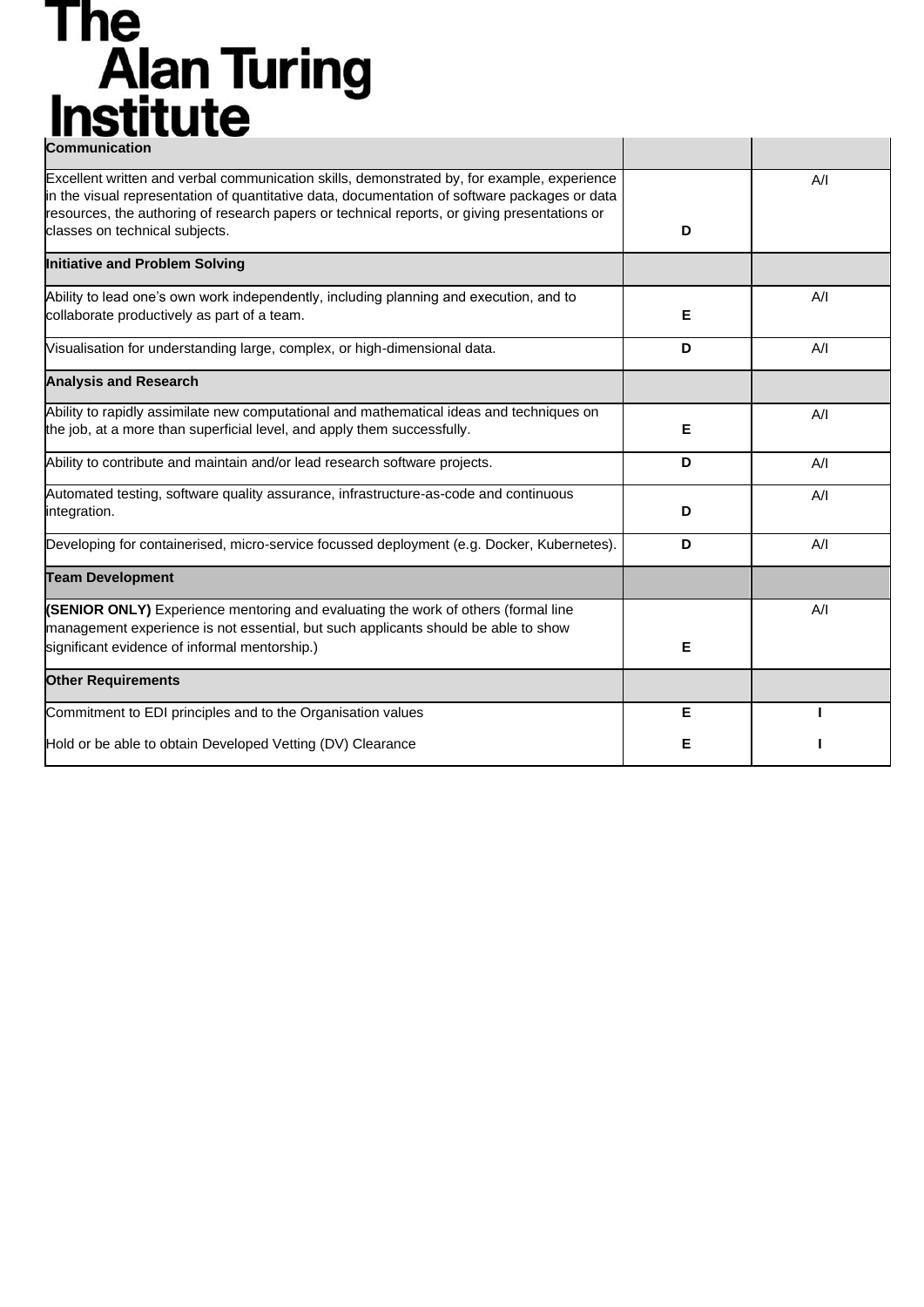| | | |
|---|---|---|
| **Communication** | | |
| Excellent written and verbal communication skills, demonstrated by, for example, experience in the visual representation of quantitative data, documentation of software packages or data resources, the authoring of research papers or technical reports, or giving presentations or classes on technical subjects. | **D** | A/I |
| **Initiative and Problem Solving** | | |
| Ability to lead one's own work independently, including planning and execution, and to collaborate productively as part of a team. | **E** | A/I |
| Visualisation for understanding large, complex, or high-dimensional data. | **D** | A/I |
| **Analysis and Research** | | |
| Ability to rapidly assimilate new computational and mathematical ideas and techniques on the job, at a more than superficial level, and apply them successfully. | **E** | A/I |
| Ability to contribute and maintain and/or lead research software projects. | **D** | A/I |
| Automated testing, software quality assurance, infrastructure-as-code and continuous integration. | **D** | A/I |
| Developing for containerised, micro-service focussed deployment (e.g. Docker, Kubernetes). | **D** | A/I |
| **Team Development** | | |
| **(SENIOR ONLY)** Experience mentoring and evaluating the work of others (formal line management experience is not essential, but such applicants should be able to show significant evidence of informal mentorship.) | **E** | A/I |
| **Other Requirements** | | |
| Commitment to EDI principles and to the Organisation values | **E** | **I** |
| Hold or be able to obtain Developed Vetting (DV) Clearance | **E** | **I** |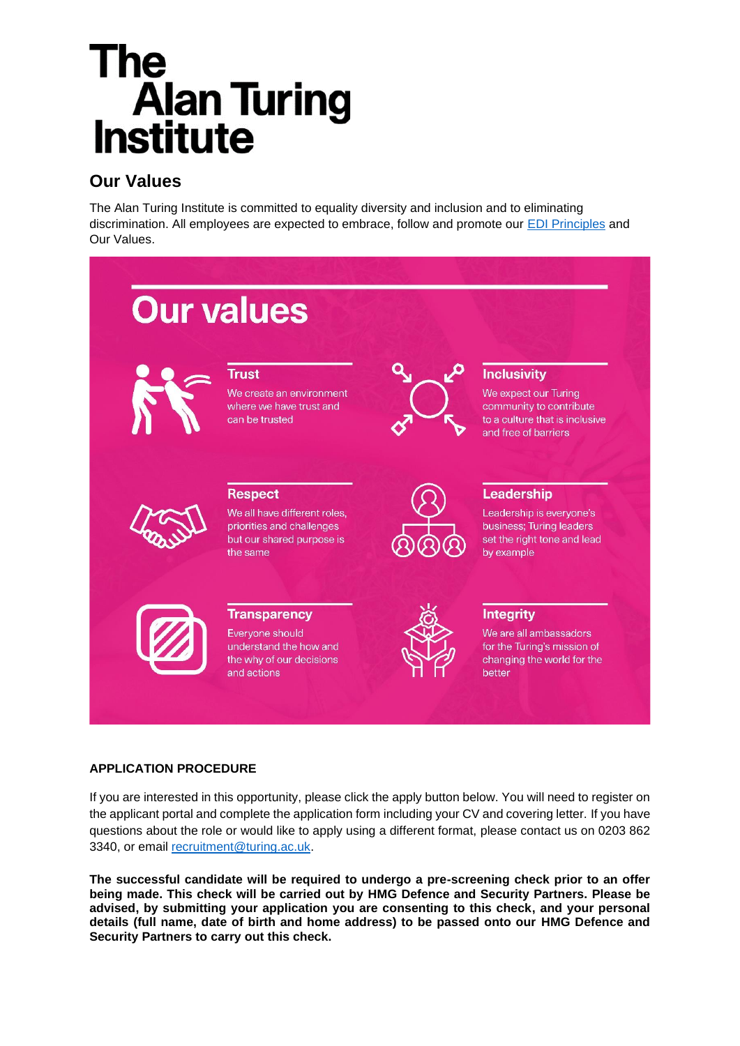# The Alan Turing Institute

## Our Values

The Alan Turing Institute is committed to equality diversity and inclusion and to eliminating discrimination. All employees are expected to embrace, follow and promote our [EDI Principles] and Our Values.

## Our values

**Trust**
We create an environment where we have trust and can be trusted

**Inclusivity**
We expect our Turing community to contribute to a culture that is inclusive and free of barriers

**Respect**
We all have different roles, priorities and challenges but our shared purpose is the same

**Leadership**
Leadership is everyone's business; Turing leaders set the right tone and lead by example

**Transparency**
Everyone should understand the how and the why of our decisions and actions

**Integrity**
We are all ambassadors for the Turing's mission of changing the world for the better

**APPLICATION PROCEDURE**

If you are interested in this opportunity, please click the apply button below. You will need to register on the applicant portal and complete the application form including your CV and covering letter. If you have questions about the role or would like to apply using a different format, please contact us on 0203 862 3340, or email recruitment@turing.ac.uk.

**The successful candidate will be required to undergo a pre-screening check prior to an offer being made. This check will be carried out by HMG Defence and Security Partners. Please be advised, by submitting your application you are consenting to this check, and your personal details (full name, date of birth and home address) to be passed onto our HMG Defence and Security Partners to carry out this check.**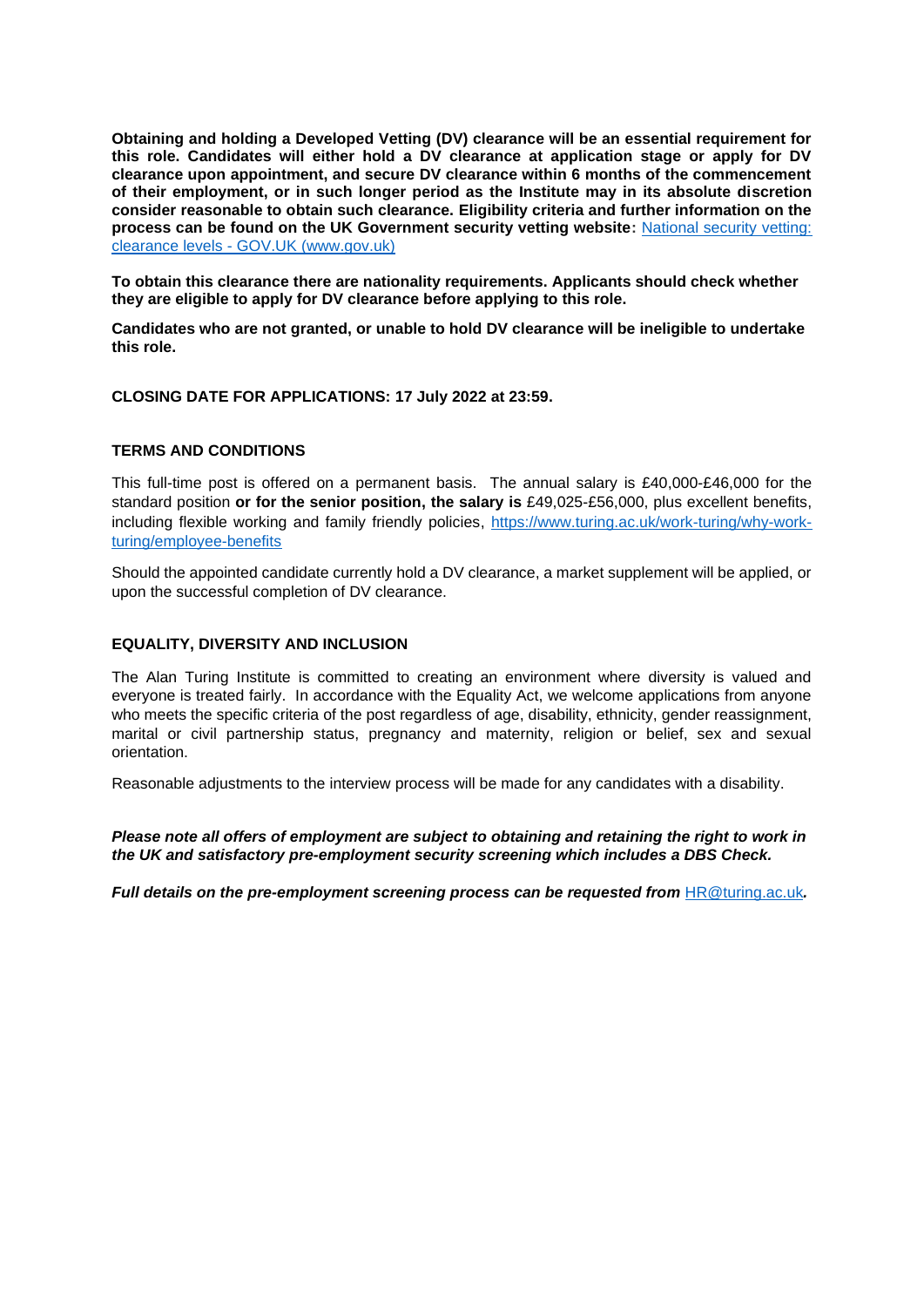**Obtaining and holding a Developed Vetting (DV) clearance will be an essential requirement for this role. Candidates will either hold a DV clearance at application stage or apply for DV clearance upon appointment, and secure DV clearance within 6 months of the commencement of their employment, or in such longer period as the Institute may in its absolute discretion consider reasonable to obtain such clearance. Eligibility criteria and further information on the process can be found on the UK Government security vetting website:** [National security vetting: clearance levels - GOV.UK (www.gov.uk)](https://www.gov.uk)

**To obtain this clearance there are nationality requirements. Applicants should check whether they are eligible to apply for DV clearance before applying to this role.**

**Candidates who are not granted, or unable to hold DV clearance will be ineligible to undertake this role.**

**CLOSING DATE FOR APPLICATIONS: 17 July 2022 at 23:59.**

## TERMS AND CONDITIONS

This full-time post is offered on a permanent basis. The annual salary is £40,000-£46,000 for the standard position **or for the senior position, the salary is** £49,025-£56,000, plus excellent benefits, including flexible working and family friendly policies, [https://www.turing.ac.uk/work-turing/why-work-turing/employee-benefits](https://www.turing.ac.uk/work-turing/why-work-turing/employee-benefits)

Should the appointed candidate currently hold a DV clearance, a market supplement will be applied, or upon the successful completion of DV clearance.

## EQUALITY, DIVERSITY AND INCLUSION

The Alan Turing Institute is committed to creating an environment where diversity is valued and everyone is treated fairly. In accordance with the Equality Act, we welcome applications from anyone who meets the specific criteria of the post regardless of age, disability, ethnicity, gender reassignment, marital or civil partnership status, pregnancy and maternity, religion or belief, sex and sexual orientation.

Reasonable adjustments to the interview process will be made for any candidates with a disability.

***Please note all offers of employment are subject to obtaining and retaining the right to work in the UK and satisfactory pre-employment security screening which includes a DBS Check.***

***Full details on the pre-employment screening process can be requested from*** [HR@turing.ac.uk](mailto:HR@turing.ac.uk)***.***